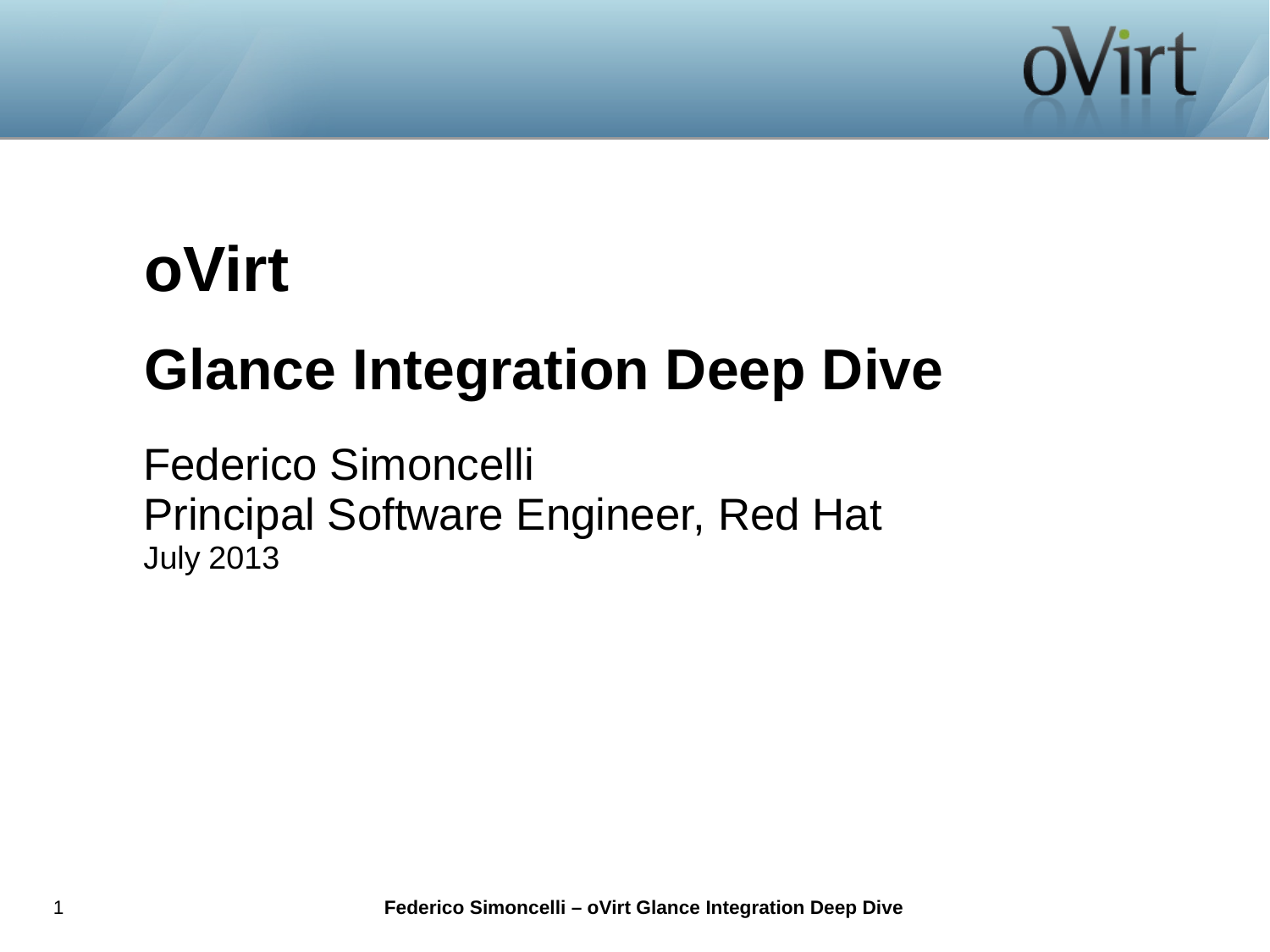# oVirt

## Glance Integration Deep Dive

Federico Simoncelli
Principal Software Engineer, Red Hat
July 2013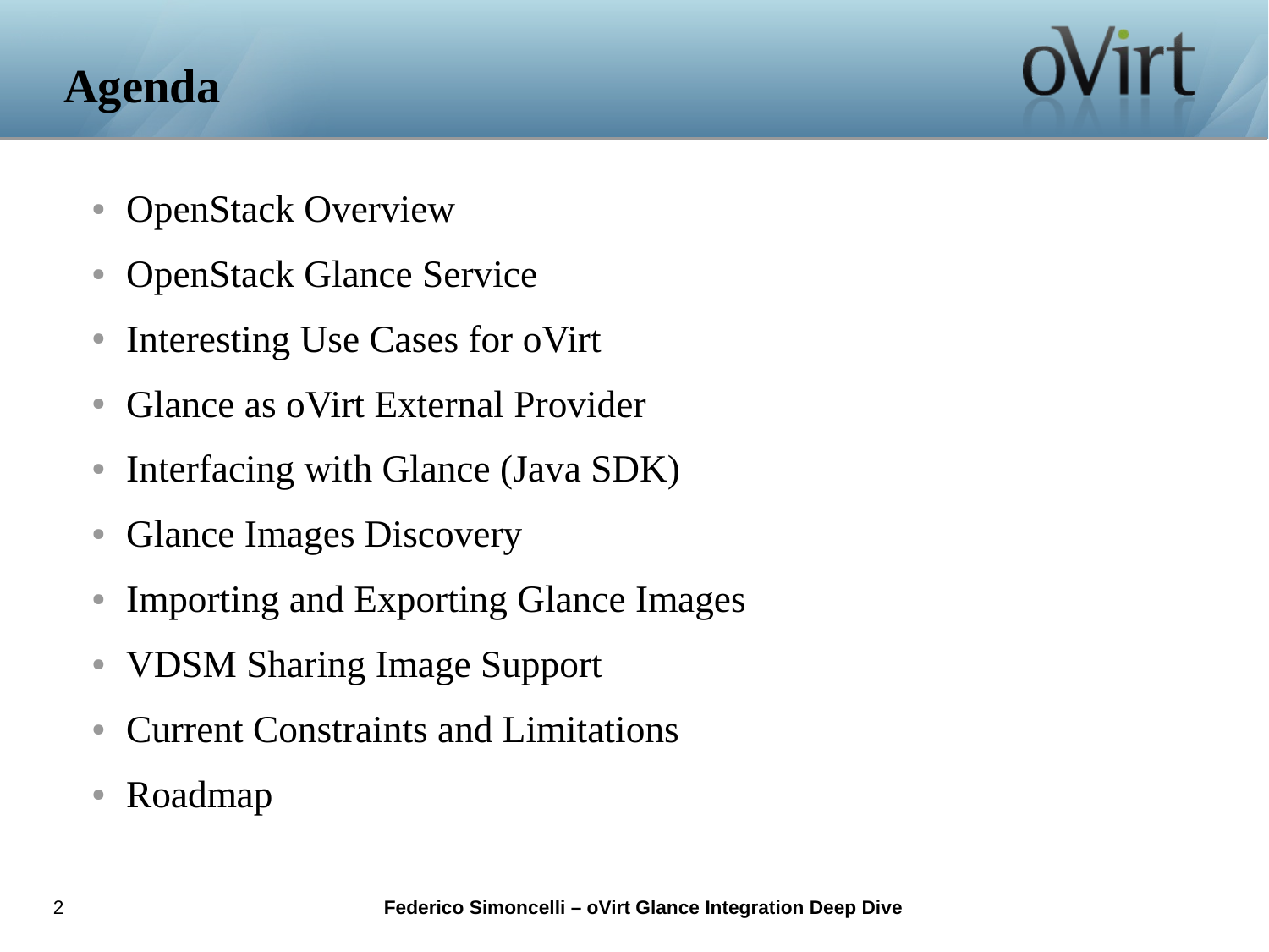# Agenda

- OpenStack Overview
- OpenStack Glance Service
- Interesting Use Cases for oVirt
- Glance as oVirt External Provider
- Interfacing with Glance (Java SDK)
- Glance Images Discovery
- Importing and Exporting Glance Images
- VDSM Sharing Image Support
- Current Constraints and Limitations
- Roadmap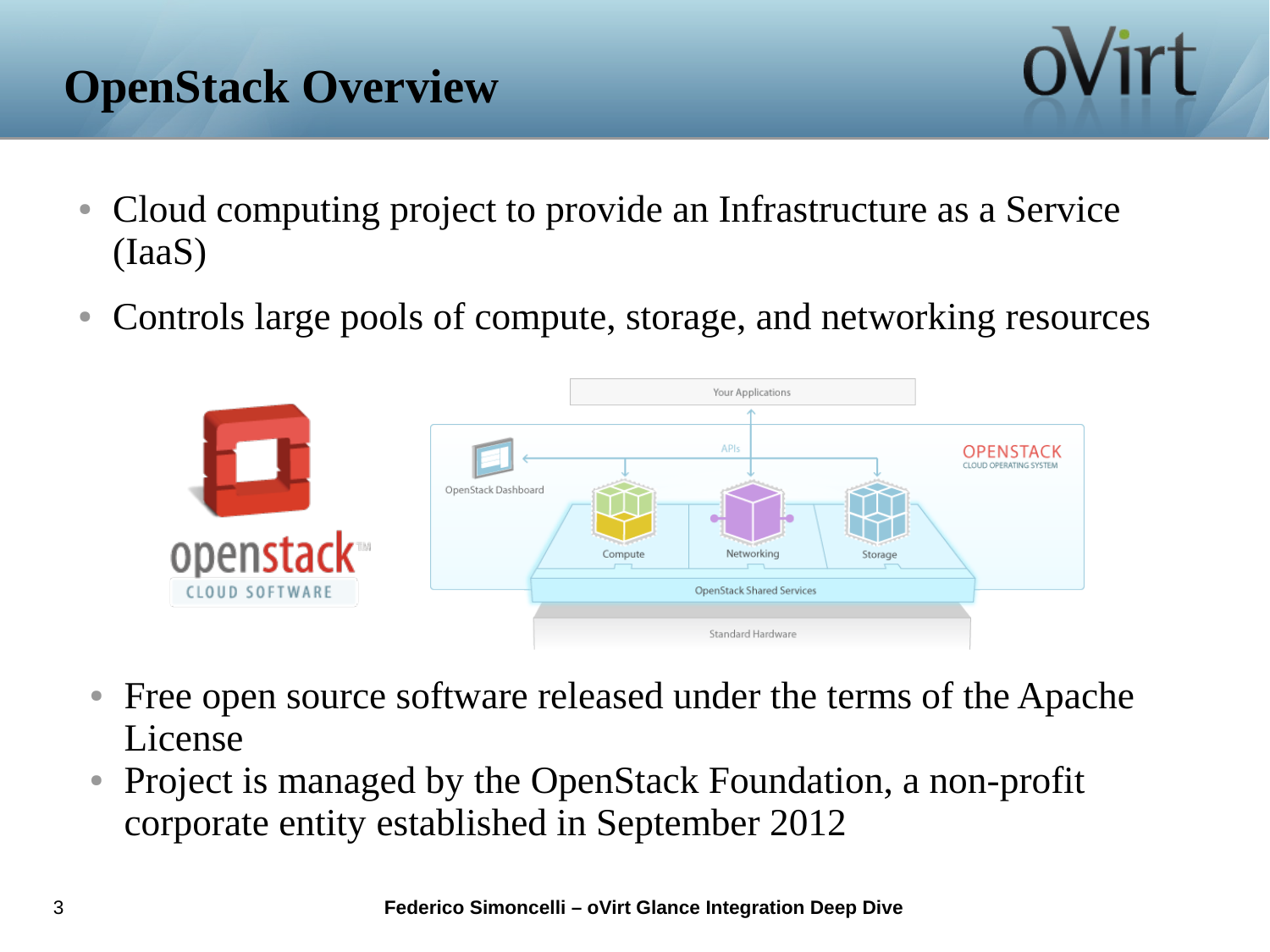# OpenStack Overview

- Cloud computing project to provide an Infrastructure as a Service (IaaS)
- Controls large pools of compute, storage, and networking resources

- Free open source software released under the terms of the Apache License
- Project is managed by the OpenStack Foundation, a non-profit corporate entity established in September 2012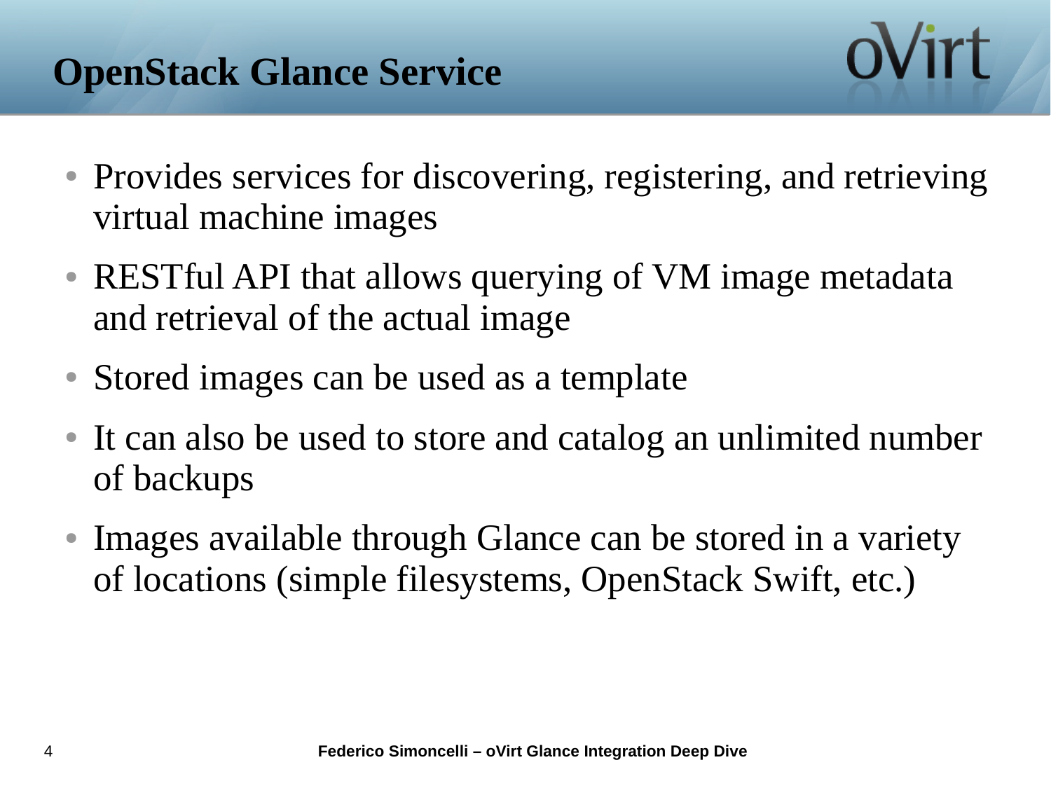# OpenStack Glance Service

- Provides services for discovering, registering, and retrieving virtual machine images
- RESTful API that allows querying of VM image metadata and retrieval of the actual image
- Stored images can be used as a template
- It can also be used to store and catalog an unlimited number of backups
- Images available through Glance can be stored in a variety of locations (simple filesystems, OpenStack Swift, etc.)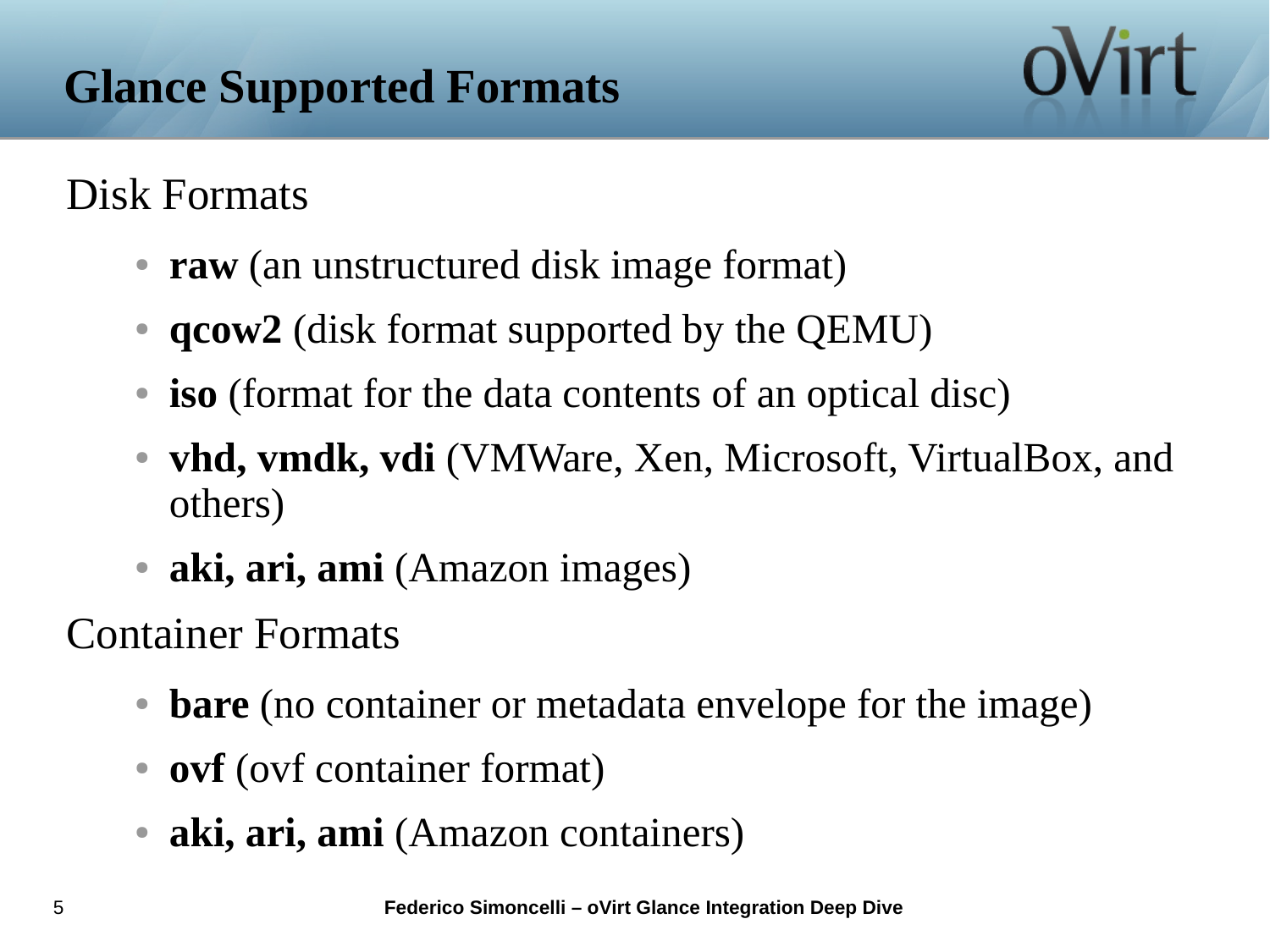# Glance Supported Formats

## Disk Formats

- **raw** (an unstructured disk image format)
- **qcow2** (disk format supported by the QEMU)
- **iso** (format for the data contents of an optical disc)
- **vhd, vmdk, vdi** (VMWare, Xen, Microsoft, VirtualBox, and others)
- **aki, ari, ami** (Amazon images)

## Container Formats

- **bare** (no container or metadata envelope for the image)
- **ovf** (ovf container format)
- **aki, ari, ami** (Amazon containers)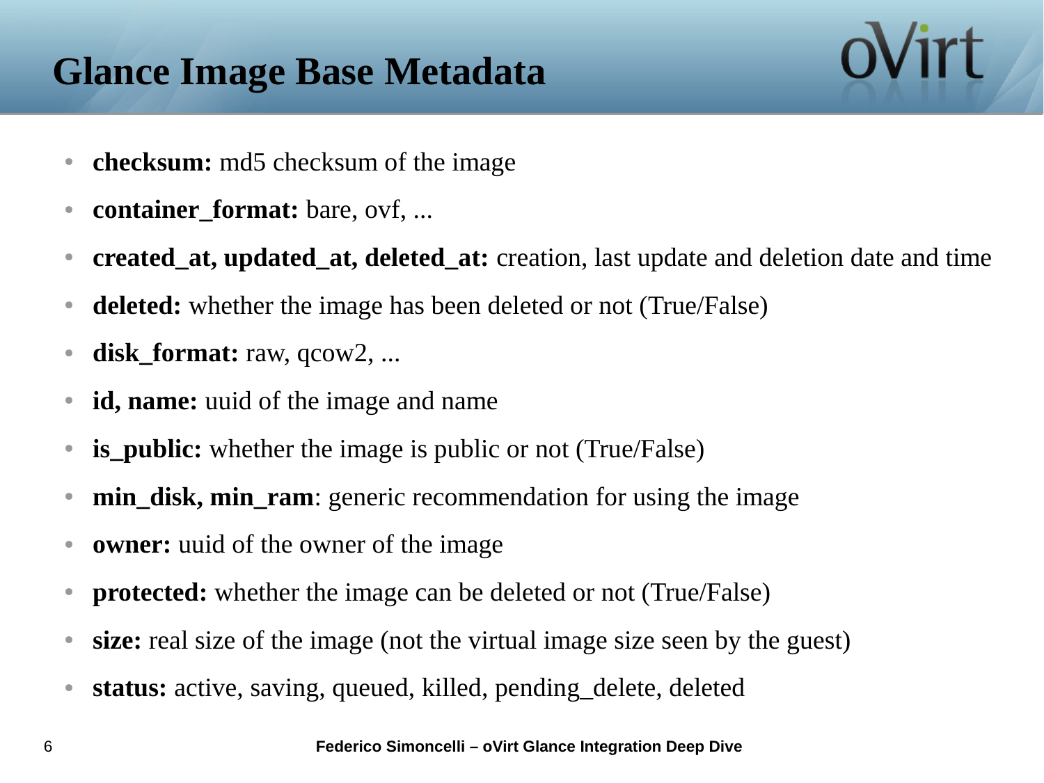# Glance Image Base Metadata

- **checksum:** md5 checksum of the image
- **container_format:** bare, ovf, ...
- **created_at, updated_at, deleted_at:** creation, last update and deletion date and time
- **deleted:** whether the image has been deleted or not (True/False)
- **disk_format:** raw, qcow2, ...
- **id, name:** uuid of the image and name
- **is_public:** whether the image is public or not (True/False)
- **min_disk, min_ram**: generic recommendation for using the image
- **owner:** uuid of the owner of the image
- **protected:** whether the image can be deleted or not (True/False)
- **size:** real size of the image (not the virtual image size seen by the guest)
- **status:** active, saving, queued, killed, pending_delete, deleted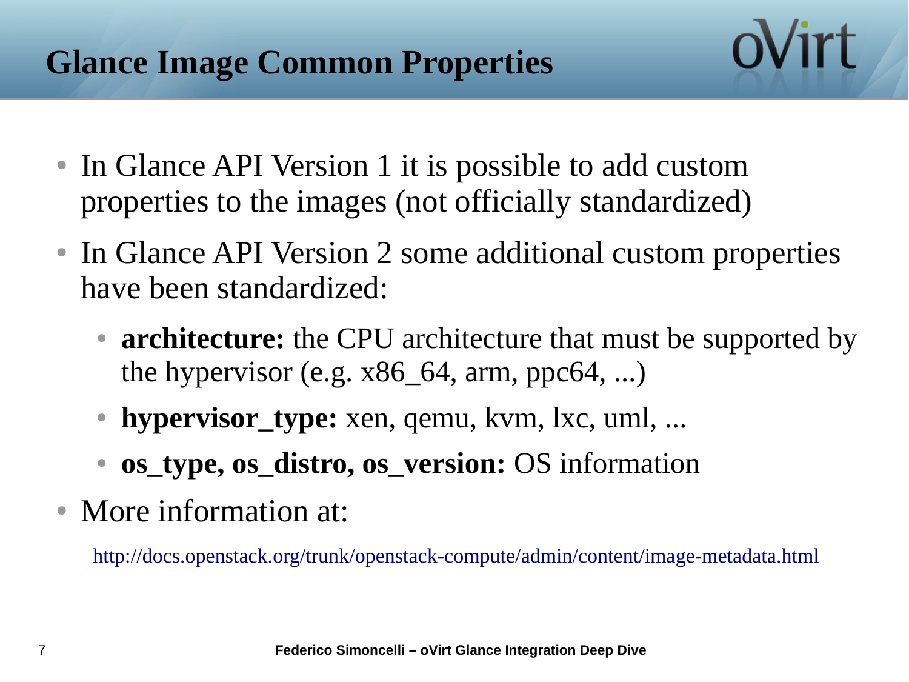# Glance Image Common Properties

- In Glance API Version 1 it is possible to add custom properties to the images (not officially standardized)
- In Glance API Version 2 some additional custom properties have been standardized:
  - **architecture:** the CPU architecture that must be supported by the hypervisor (e.g. x86_64, arm, ppc64, ...)
  - **hypervisor_type:** xen, qemu, kvm, lxc, uml, ...
  - **os_type, os_distro, os_version:** OS information
- More information at:

  http://docs.openstack.org/trunk/openstack-compute/admin/content/image-metadata.html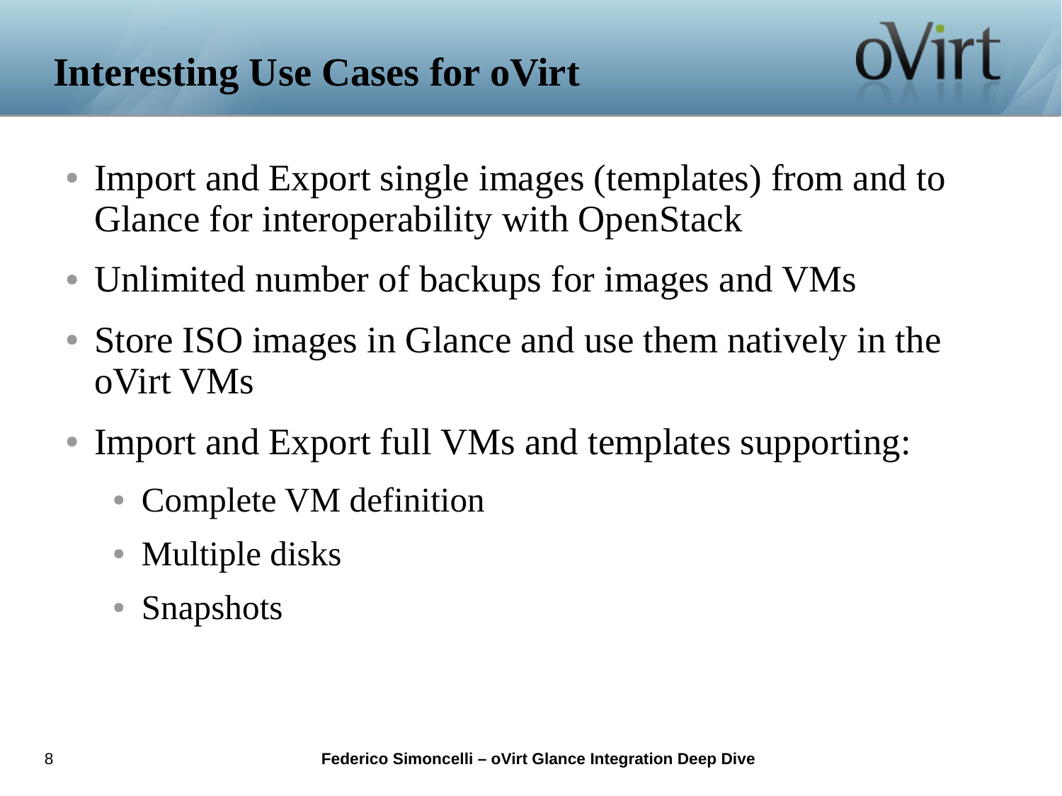# Interesting Use Cases for oVirt

- Import and Export single images (templates) from and to Glance for interoperability with OpenStack
- Unlimited number of backups for images and VMs
- Store ISO images in Glance and use them natively in the oVirt VMs
- Import and Export full VMs and templates supporting:
  - Complete VM definition
  - Multiple disks
  - Snapshots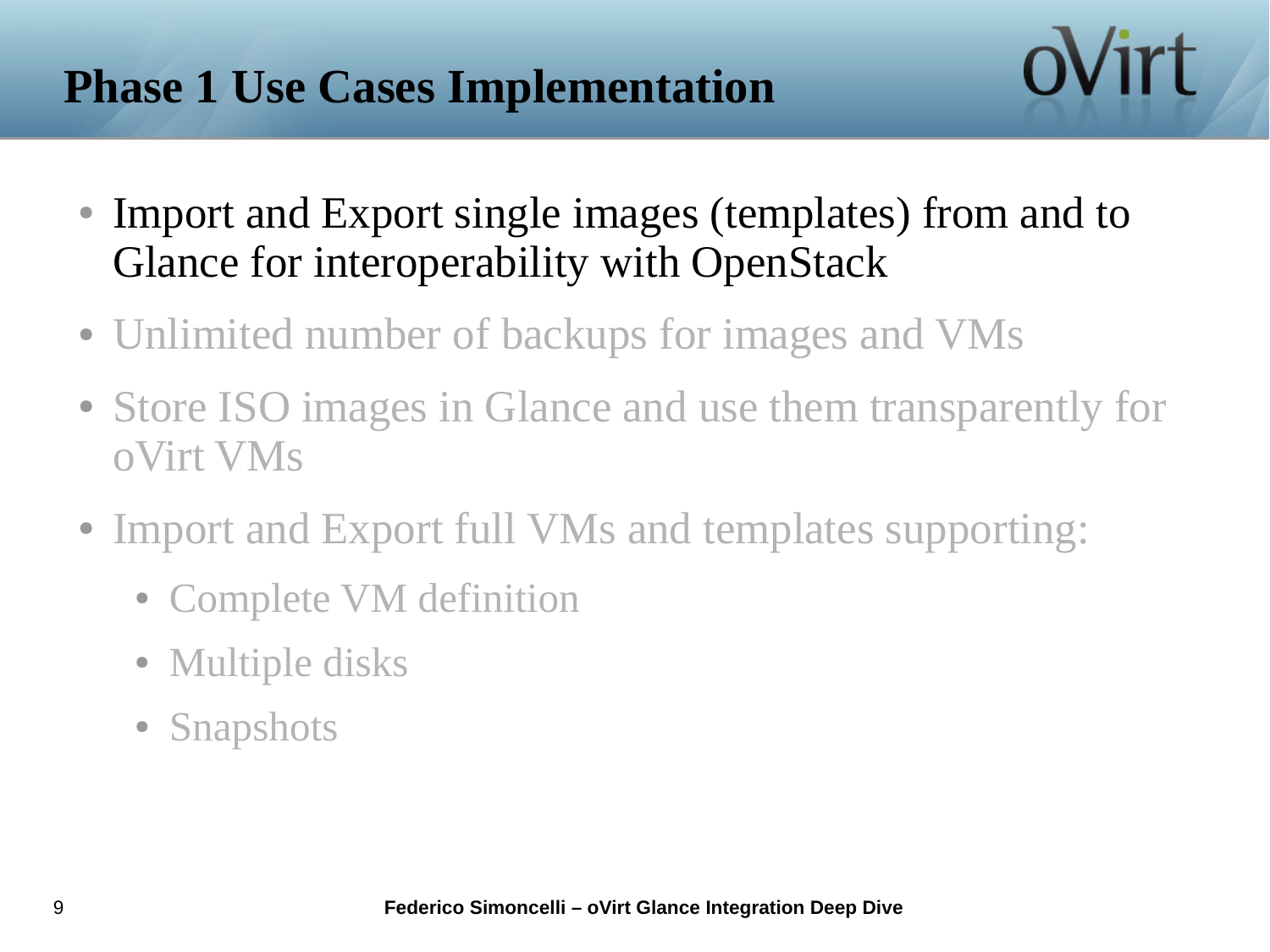# Phase 1 Use Cases Implementation

- Import and Export single images (templates) from and to Glance for interoperability with OpenStack
- Unlimited number of backups for images and VMs
- Store ISO images in Glance and use them transparently for oVirt VMs
- Import and Export full VMs and templates supporting:
  - Complete VM definition
  - Multiple disks
  - Snapshots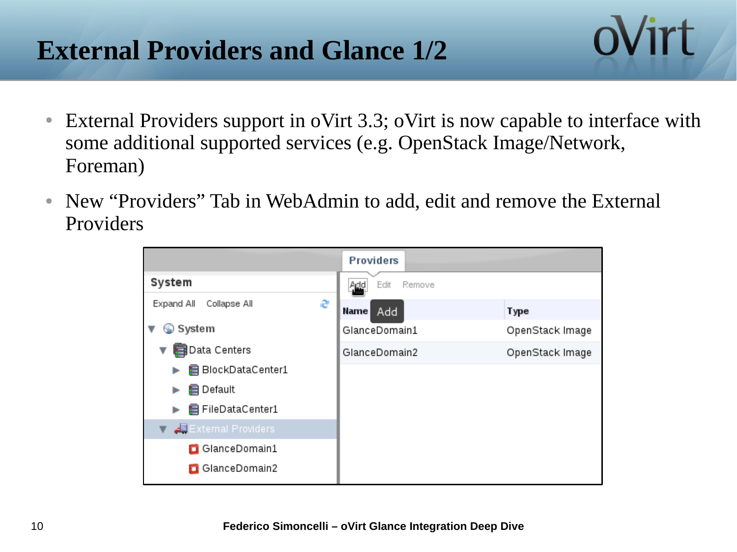# External Providers and Glance 1/2

- External Providers support in oVirt 3.3; oVirt is now capable to interface with some additional supported services (e.g. OpenStack Image/Network, Foreman)
- New “Providers” Tab in WebAdmin to add, edit and remove the External Providers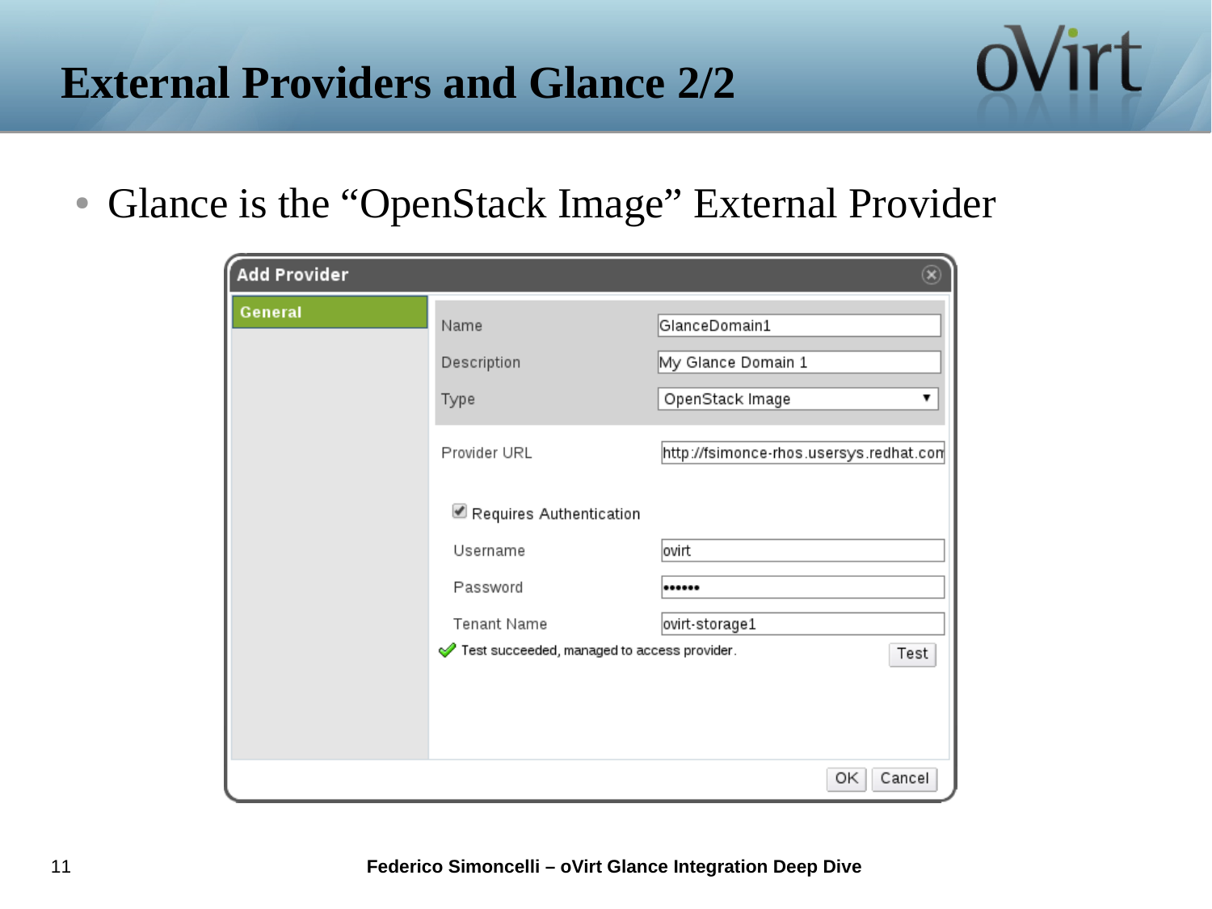# External Providers and Glance 2/2

- Glance is the "OpenStack Image" External Provider

**Add Provider**

**General**

| | |
|---|---|
| Name | GlanceDomain1 |
| Description | My Glance Domain 1 |
| Type | OpenStack Image |
| Provider URL | http://fsimonce-rhos.usersys.redhat.com |

☑ Requires Authentication

| | |
|---|---|
| Username | ovirt |
| Password | •••••• |
| Tenant Name | ovirt-storage1 |

✔ Test succeeded, managed to access provider.

Test

OK | Cancel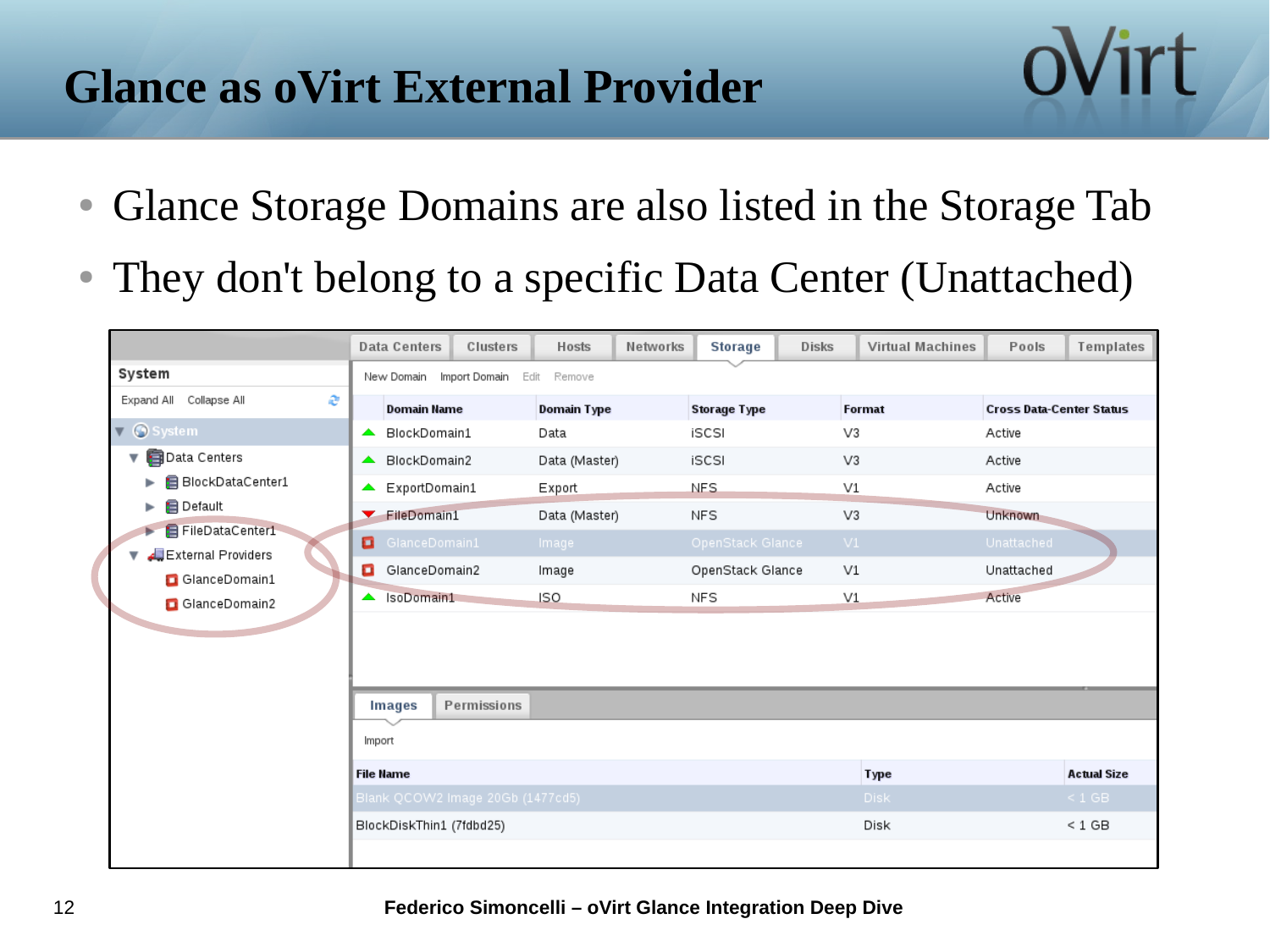# Glance as oVirt External Provider

- Glance Storage Domains are also listed in the Storage Tab
- They don't belong to a specific Data Center (Unattached)

| Domain Name | Domain Type | Storage Type | Format | Cross Data-Center Status |
|---|---|---|---|---|
| BlockDomain1 | Data | iSCSI | V3 | Active |
| BlockDomain2 | Data (Master) | iSCSI | V3 | Active |
| ExportDomain1 | Export | NFS | V1 | Active |
| FileDomain1 | Data (Master) | NFS | V3 | Unknown |
| GlanceDomain1 | Image | OpenStack Glance | V1 | Unattached |
| GlanceDomain2 | Image | OpenStack Glance | V1 | Unattached |
| IsoDomain1 | ISO | NFS | V1 | Active |

| File Name | Type | Actual Size |
|---|---|---|
| Blank QCOW2 Image 20Gb (1477cd5) | Disk | < 1 GB |
| BlockDiskThin1 (7fdbd25) | Disk | < 1 GB |

Federico Simoncelli – oVirt Glance Integration Deep Dive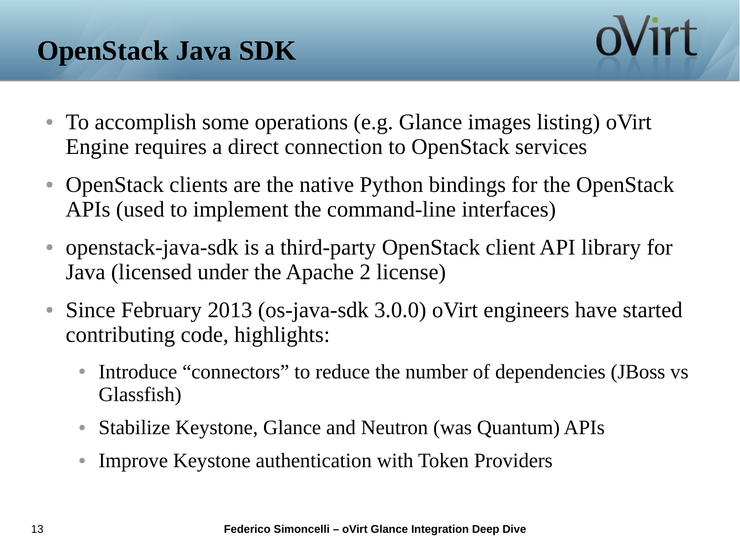# OpenStack Java SDK

- To accomplish some operations (e.g. Glance images listing) oVirt Engine requires a direct connection to OpenStack services
- OpenStack clients are the native Python bindings for the OpenStack APIs (used to implement the command-line interfaces)
- openstack-java-sdk is a third-party OpenStack client API library for Java (licensed under the Apache 2 license)
- Since February 2013 (os-java-sdk 3.0.0) oVirt engineers have started contributing code, highlights:
  - Introduce “connectors” to reduce the number of dependencies (JBoss vs Glassfish)
  - Stabilize Keystone, Glance and Neutron (was Quantum) APIs
  - Improve Keystone authentication with Token Providers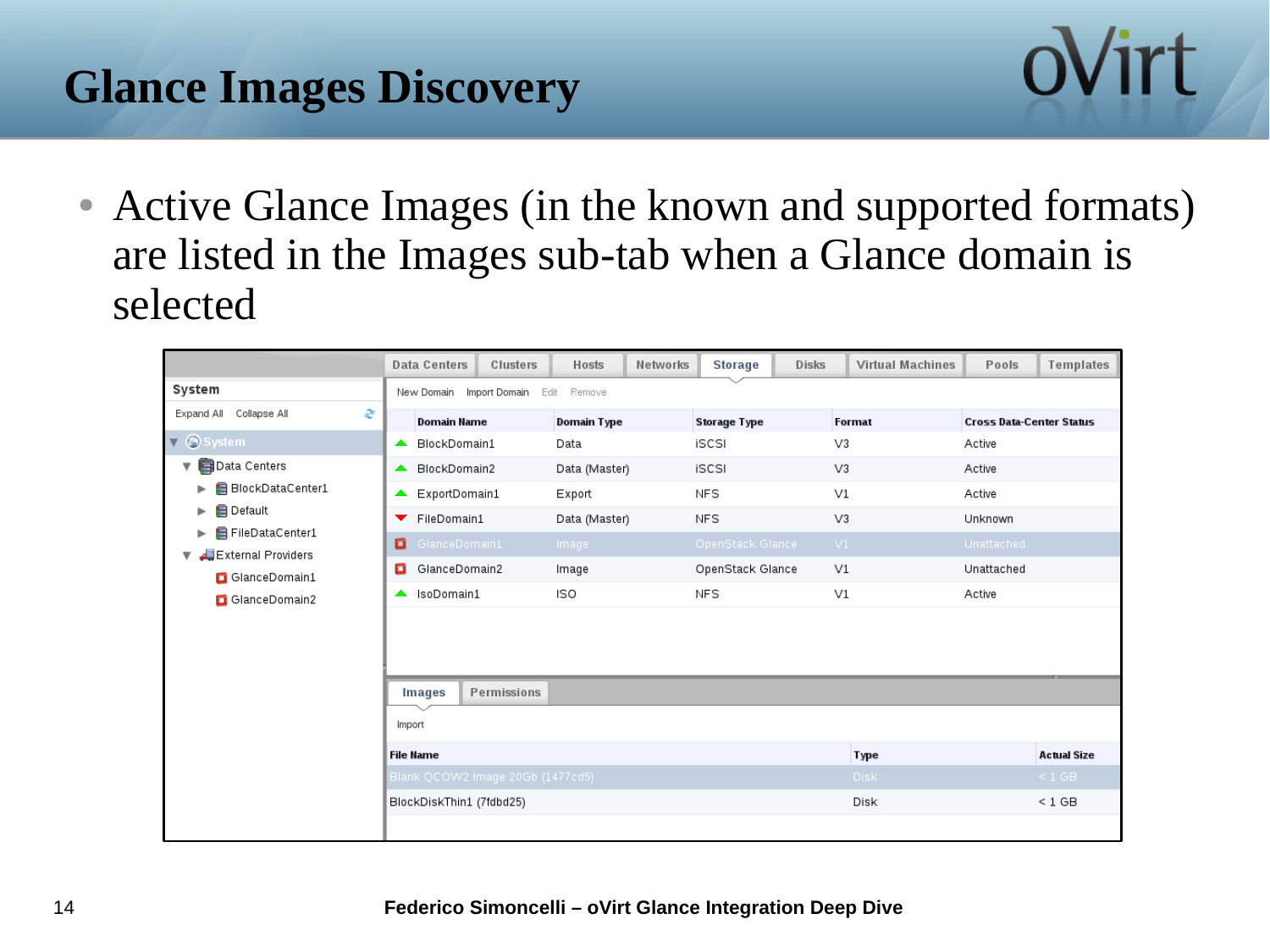# Glance Images Discovery

- Active Glance Images (in the known and supported formats) are listed in the Images sub-tab when a Glance domain is selected

| Domain Name | Domain Type | Storage Type | Format | Cross Data-Center Status |
|---|---|---|---|---|
| BlockDomain1 | Data | iSCSI | V3 | Active |
| BlockDomain2 | Data (Master) | iSCSI | V3 | Active |
| ExportDomain1 | Export | NFS | V1 | Active |
| FileDomain1 | Data (Master) | NFS | V3 | Unknown |
| GlanceDomain1 | Image | OpenStack Glance | V1 | Unattached |
| GlanceDomain2 | Image | OpenStack Glance | V1 | Unattached |
| IsoDomain1 | ISO | NFS | V1 | Active |

| File Name | Type | Actual Size |
|---|---|---|
| Blank QCOW2 Image 20Gb (1477cd5) | Disk | < 1 GB |
| BlockDiskThin1 (7fdbd25) | Disk | < 1 GB |

Federico Simoncelli – oVirt Glance Integration Deep Dive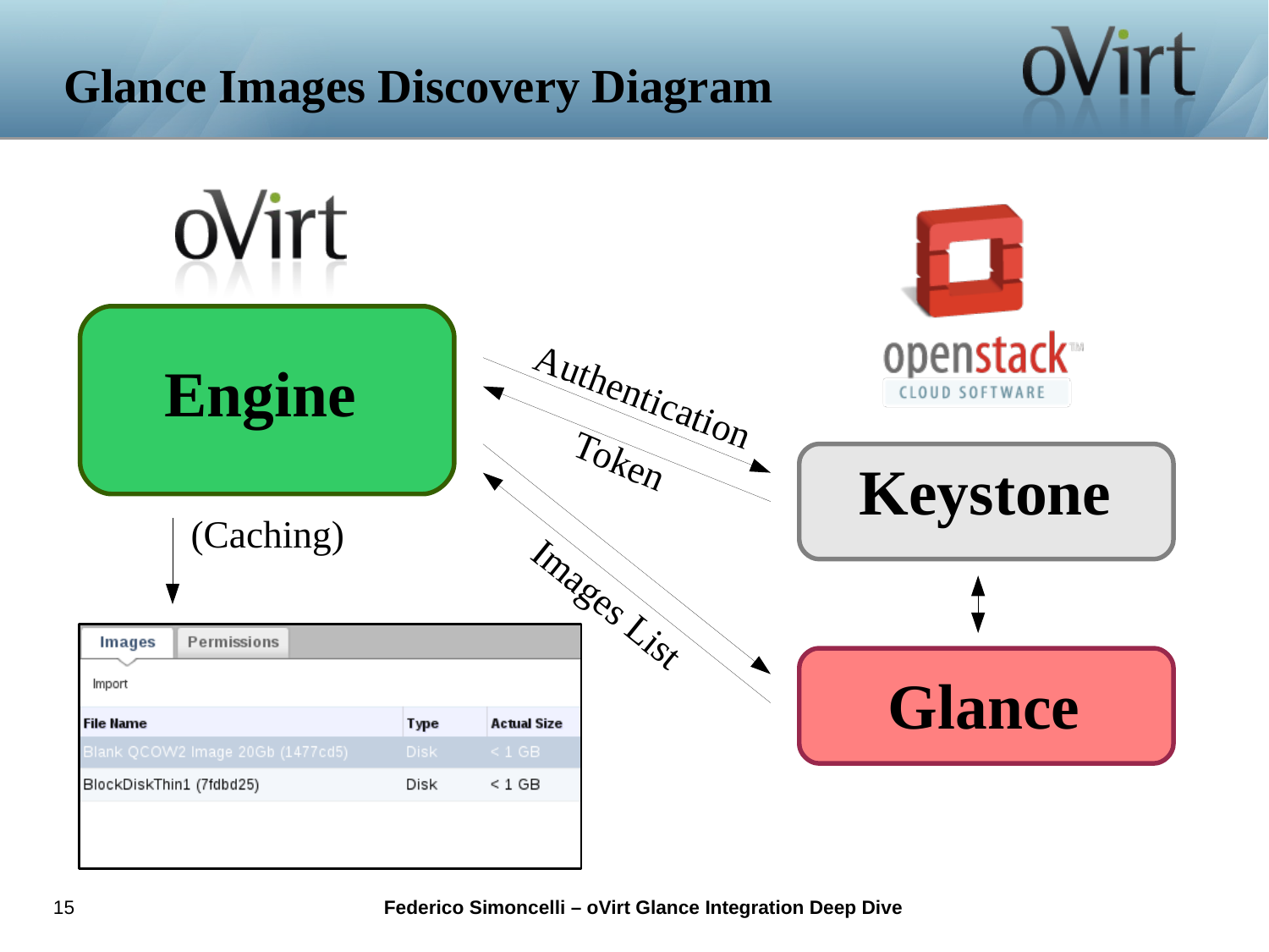# Glance Images Discovery Diagram

oVirt

**Engine**

(Caching)

Authentication

Token

Images List

openstack CLOUD SOFTWARE

**Keystone**

**Glance**

Images | Permissions

Import

| File Name | Type | Actual Size |
|---|---|---|
| Blank QCOW2 Image 20Gb (1477cd5) | Disk | < 1 GB |
| BlockDiskThin1 (7fdbd25) | Disk | < 1 GB |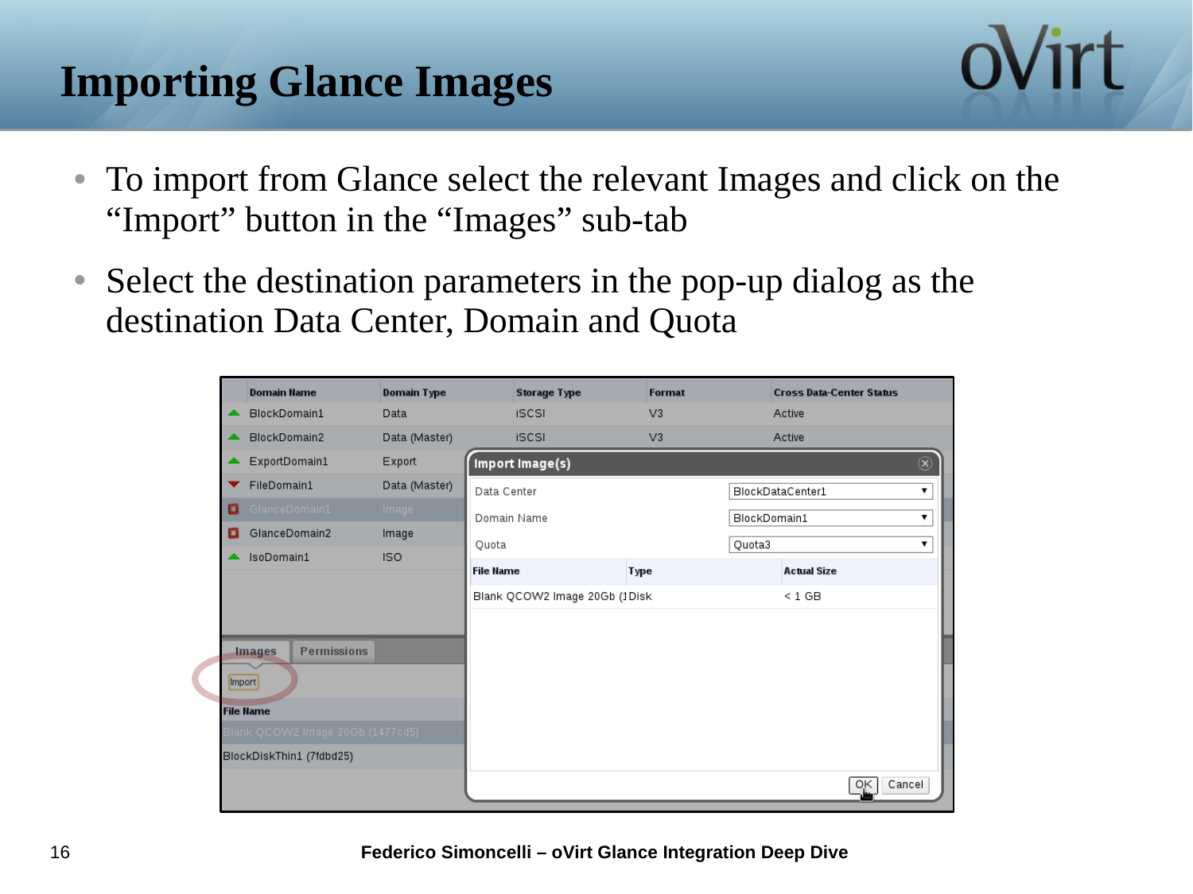# Importing Glance Images

- To import from Glance select the relevant Images and click on the "Import" button in the "Images" sub-tab
- Select the destination parameters in the pop-up dialog as the destination Data Center, Domain and Quota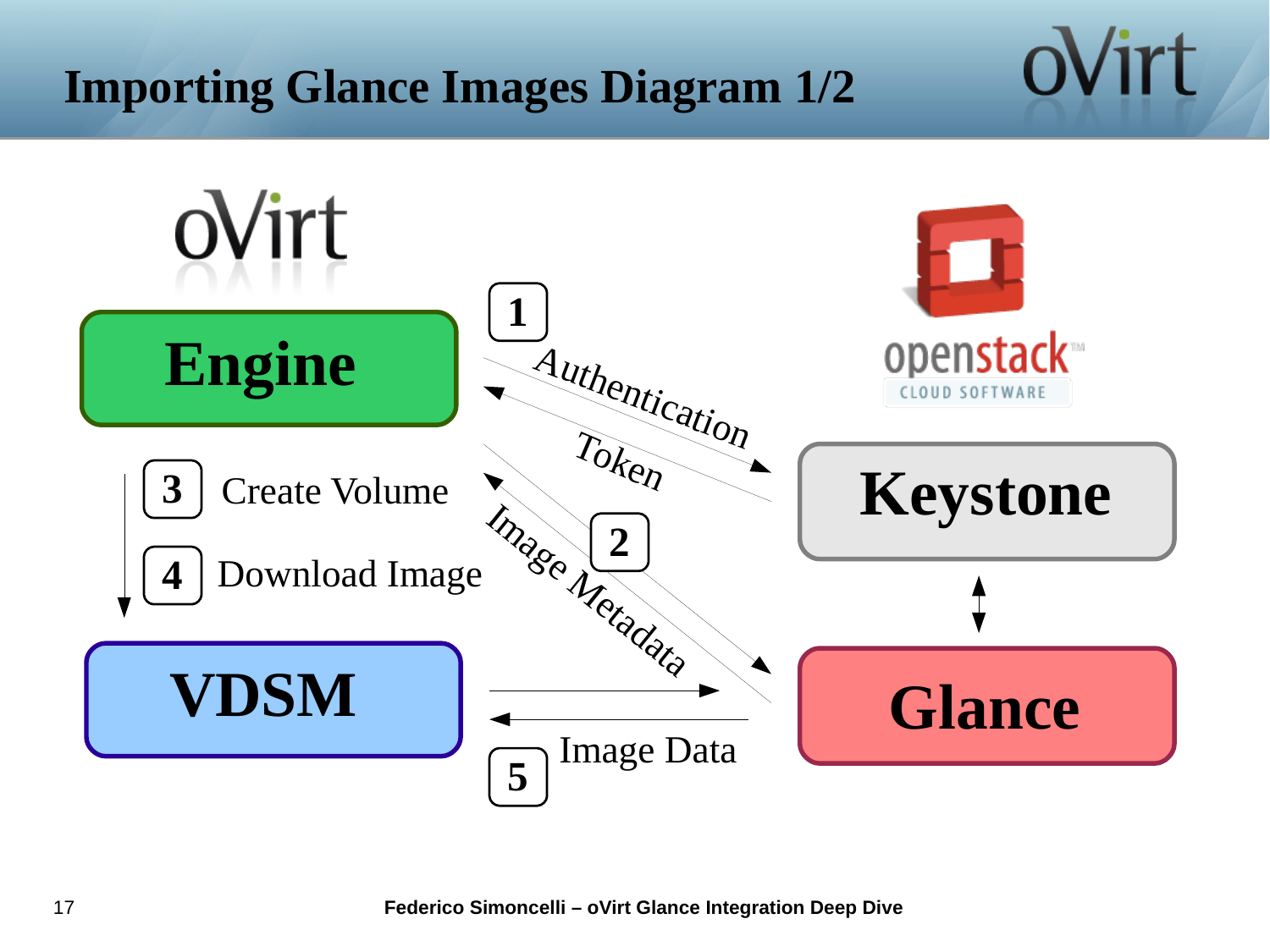# Importing Glance Images Diagram 1/2

Engine

1 Authentication

Token

Keystone

3 Create Volume

4 Download Image

2 Image Metadata

VDSM

Glance

5 Image Data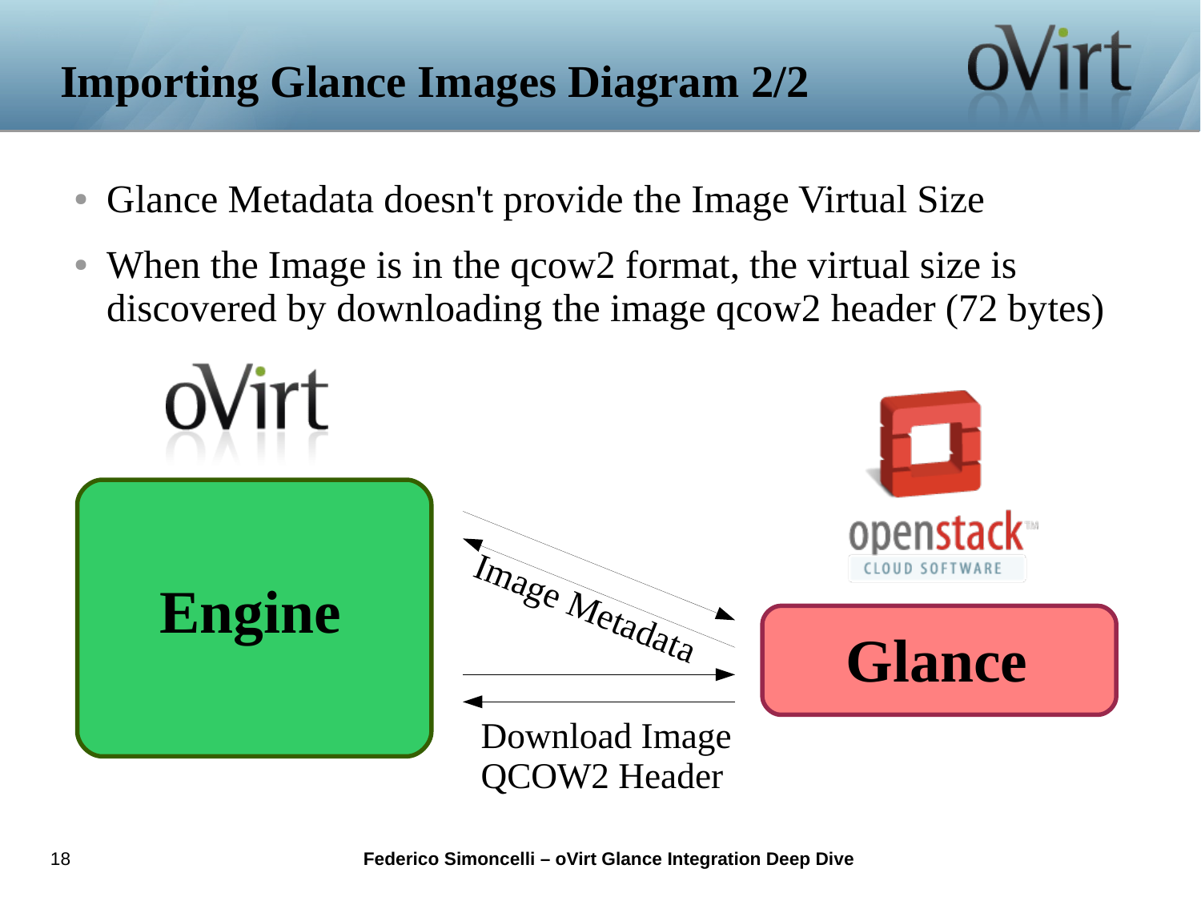# Importing Glance Images Diagram 2/2

- Glance Metadata doesn't provide the Image Virtual Size
- When the Image is in the qcow2 format, the virtual size is discovered by downloading the image qcow2 header (72 bytes)

Engine

Image Metadata

Download Image QCOW2 Header

Glance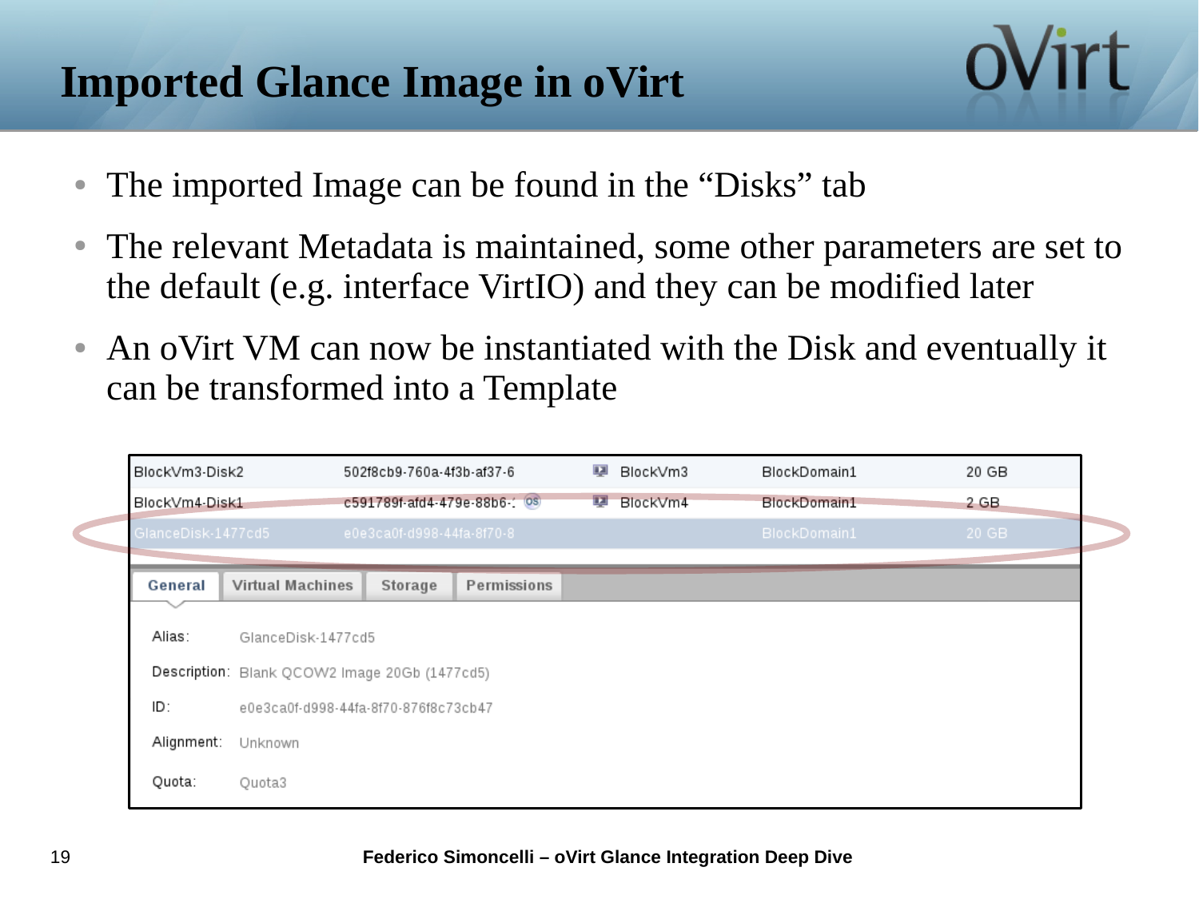# Imported Glance Image in oVirt

- The imported Image can be found in the “Disks” tab
- The relevant Metadata is maintained, some other parameters are set to the default (e.g. interface VirtIO) and they can be modified later
- An oVirt VM can now be instantiated with the Disk and eventually it can be transformed into a Template

| | | | | |
|---|---|---|---|---|
| BlockVm3-Disk2 | 502f8cb9-760a-4f3b-af37-6 | BlockVm3 | BlockDomain1 | 20 GB |
| BlockVm4-Disk1 | c591789f-afd4-479e-88b6-: | BlockVm4 | BlockDomain1 | 2 GB |
| GlanceDisk-1477cd5 | e0e3ca0f-d998-44fa-8f70-8 | | BlockDomain1 | 20 GB |

General | Virtual Machines | Storage | Permissions

Alias: GlanceDisk-1477cd5

Description: Blank QCOW2 Image 20Gb (1477cd5)

ID: e0e3ca0f-d998-44fa-8f70-876f8c73cb47

Alignment: Unknown

Quota: Quota3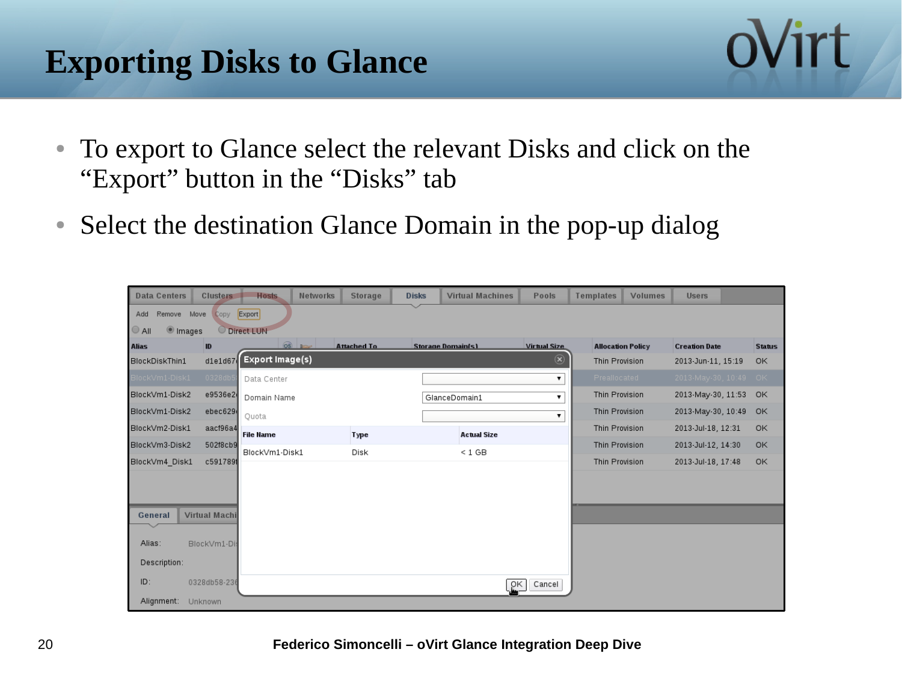# Exporting Disks to Glance

- To export to Glance select the relevant Disks and click on the "Export" button in the "Disks" tab
- Select the destination Glance Domain in the pop-up dialog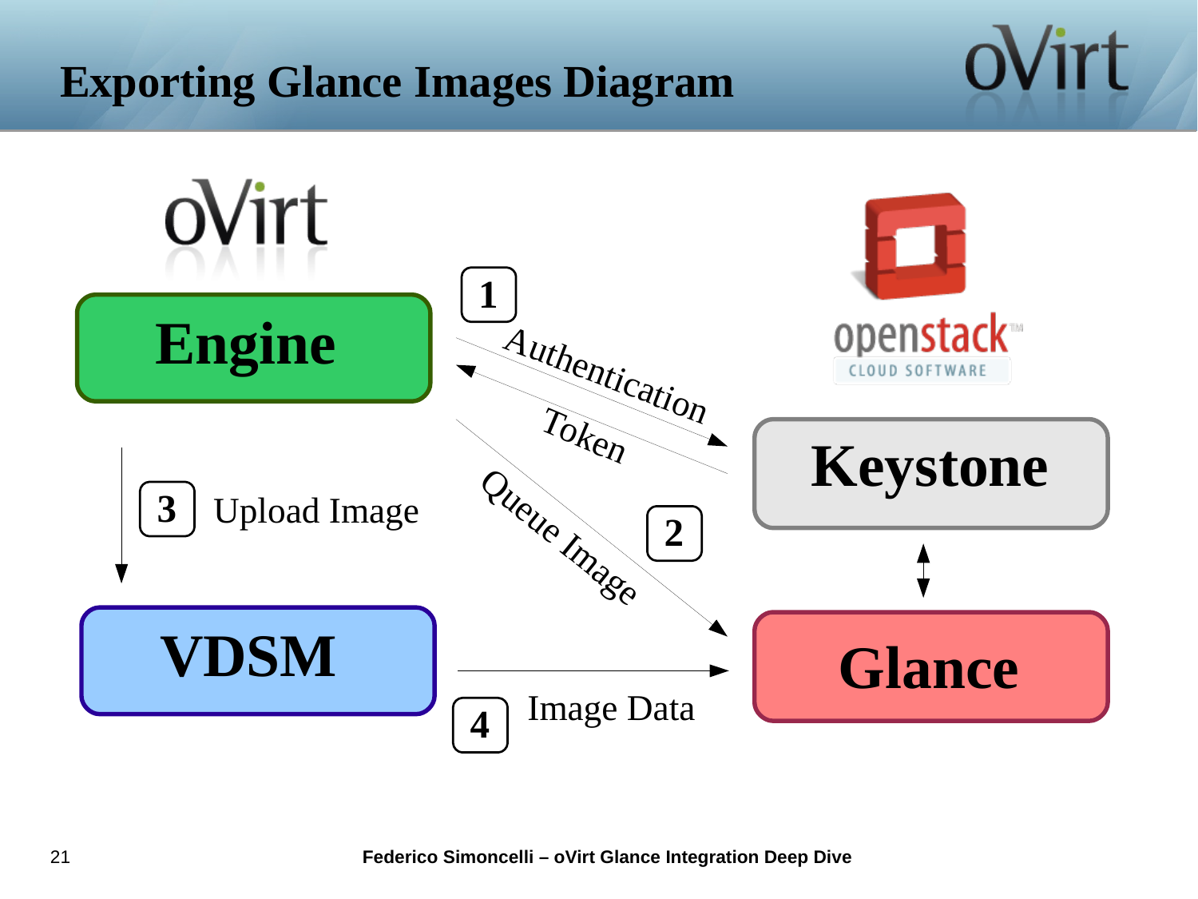# Exporting Glance Images Diagram

Engine

VDSM

Keystone

Glance

1 Authentication

Token

2 Queue Image

3 Upload Image

4 Image Data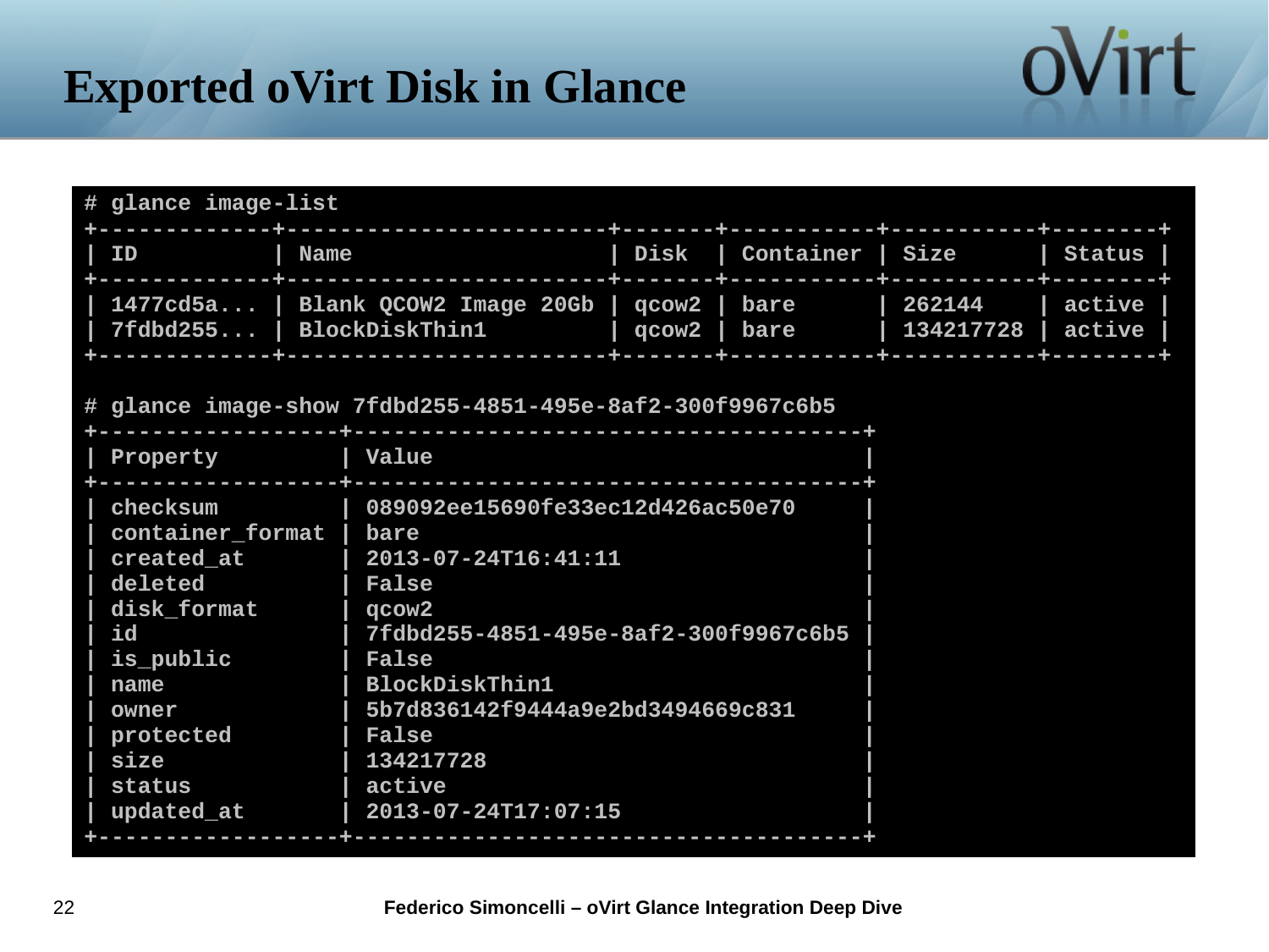# Exported oVirt Disk in Glance

```
# glance image-list
+-------------+-----------------------+-------+-----------+-----------+--------+
| ID          | Name                  | Disk  | Container | Size      | Status |
+-------------+-----------------------+-------+-----------+-----------+--------+
| 1477cd5a... | Blank QCOW2 Image 20Gb | qcow2 | bare      | 262144    | active |
| 7fdbd255... | BlockDiskThin1        | qcow2 | bare      | 134217728 | active |
+-------------+-----------------------+-------+-----------+-----------+--------+

# glance image-show 7fdbd255-4851-495e-8af2-300f9967c6b5
+------------------+--------------------------------------+
| Property         | Value                                |
+------------------+--------------------------------------+
| checksum         | 089092ee15690fe33ec12d426ac50e70     |
| container_format | bare                                 |
| created_at       | 2013-07-24T16:41:11                  |
| deleted          | False                                |
| disk_format      | qcow2                                |
| id               | 7fdbd255-4851-495e-8af2-300f9967c6b5 |
| is_public        | False                                |
| name             | BlockDiskThin1                       |
| owner            | 5b7d836142f9444a9e2bd3494669c831     |
| protected        | False                                |
| size             | 134217728                            |
| status           | active                               |
| updated_at       | 2013-07-24T17:07:15                  |
+------------------+--------------------------------------+
```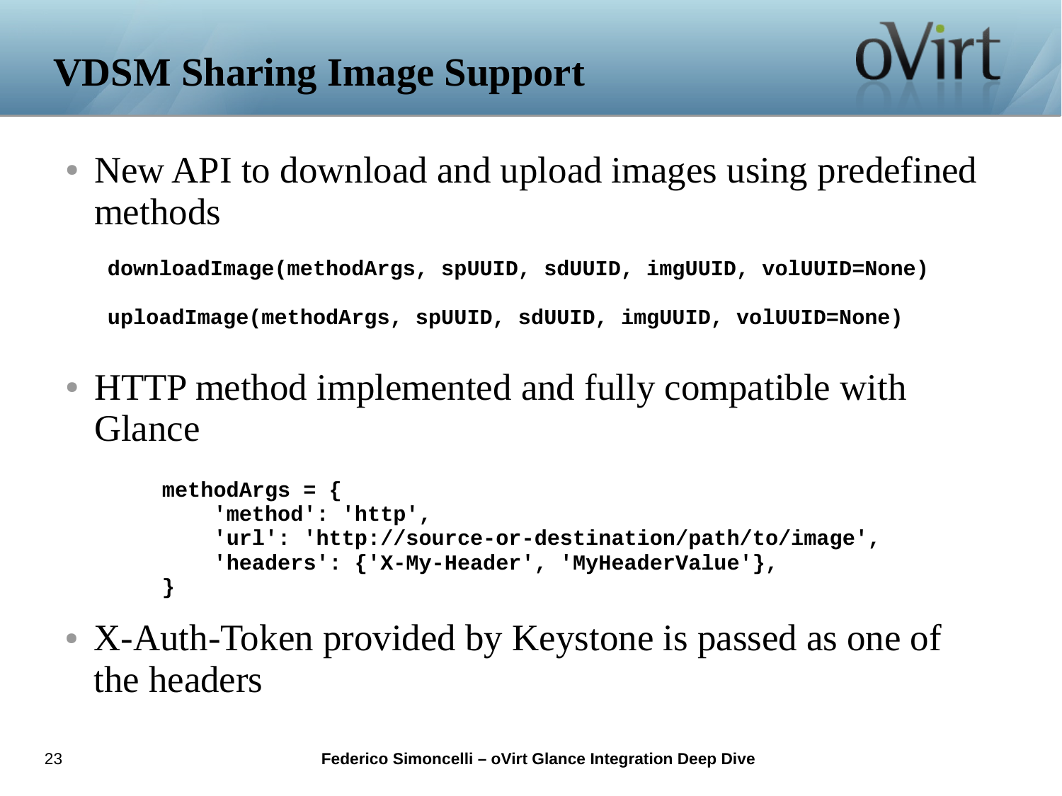# VDSM Sharing Image Support

- New API to download and upload images using predefined methods

```
downloadImage(methodArgs, spUUID, sdUUID, imgUUID, volUUID=None)

uploadImage(methodArgs, spUUID, sdUUID, imgUUID, volUUID=None)
```

- HTTP method implemented and fully compatible with Glance

```
methodArgs = {
    'method': 'http',
    'url': 'http://source-or-destination/path/to/image',
    'headers': {'X-My-Header', 'MyHeaderValue'},
}
```

- X-Auth-Token provided by Keystone is passed as one of the headers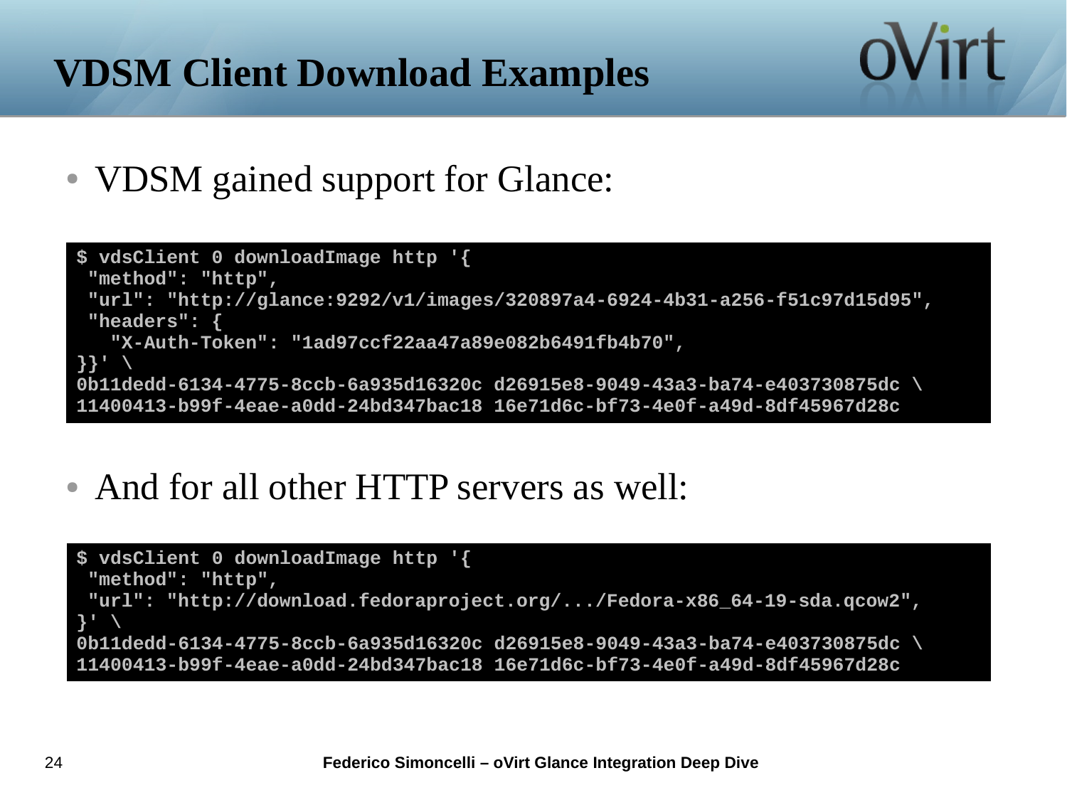# VDSM Client Download Examples

- VDSM gained support for Glance:

```
$ vdsClient 0 downloadImage http '{
 "method": "http",
 "url": "http://glance:9292/v1/images/320897a4-6924-4b31-a256-f51c97d15d95",
 "headers": {
   "X-Auth-Token": "1ad97ccf22aa47a89e082b6491fb4b70",
}}' \
0b11dedd-6134-4775-8ccb-6a935d16320c d26915e8-9049-43a3-ba74-e403730875dc \
11400413-b99f-4eae-a0dd-24bd347bac18 16e71d6c-bf73-4e0f-a49d-8df45967d28c
```

- And for all other HTTP servers as well:

```
$ vdsClient 0 downloadImage http '{
 "method": "http",
 "url": "http://download.fedoraproject.org/.../Fedora-x86_64-19-sda.qcow2",
}' \
0b11dedd-6134-4775-8ccb-6a935d16320c d26915e8-9049-43a3-ba74-e403730875dc \
11400413-b99f-4eae-a0dd-24bd347bac18 16e71d6c-bf73-4e0f-a49d-8df45967d28c
```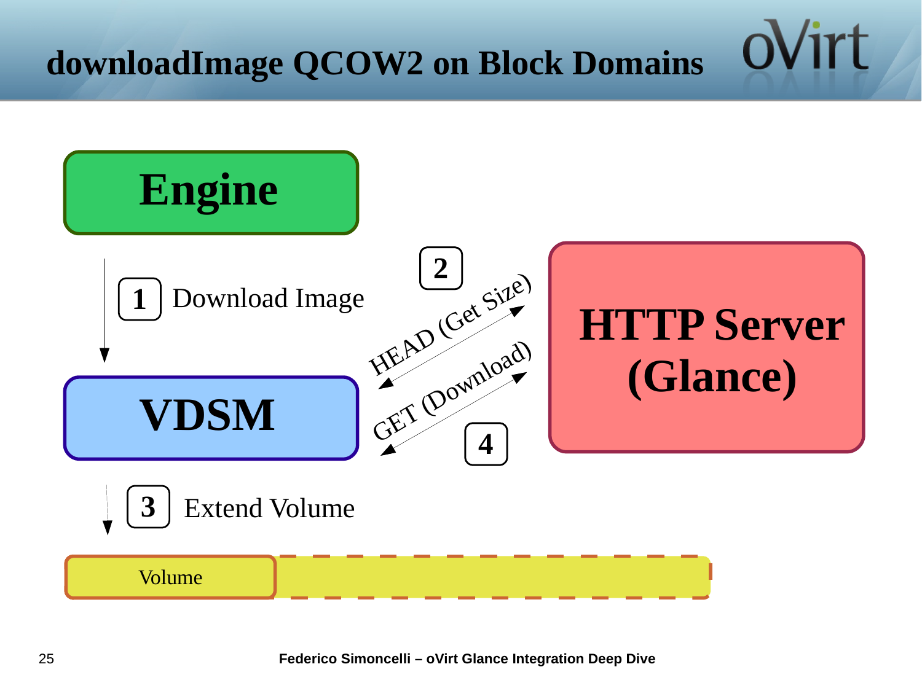# downloadImage QCOW2 on Block Domains

Engine

1 Download Image

VDSM

2 HEAD (Get Size)

GET (Download) 4

HTTP Server (Glance)

3 Extend Volume

Volume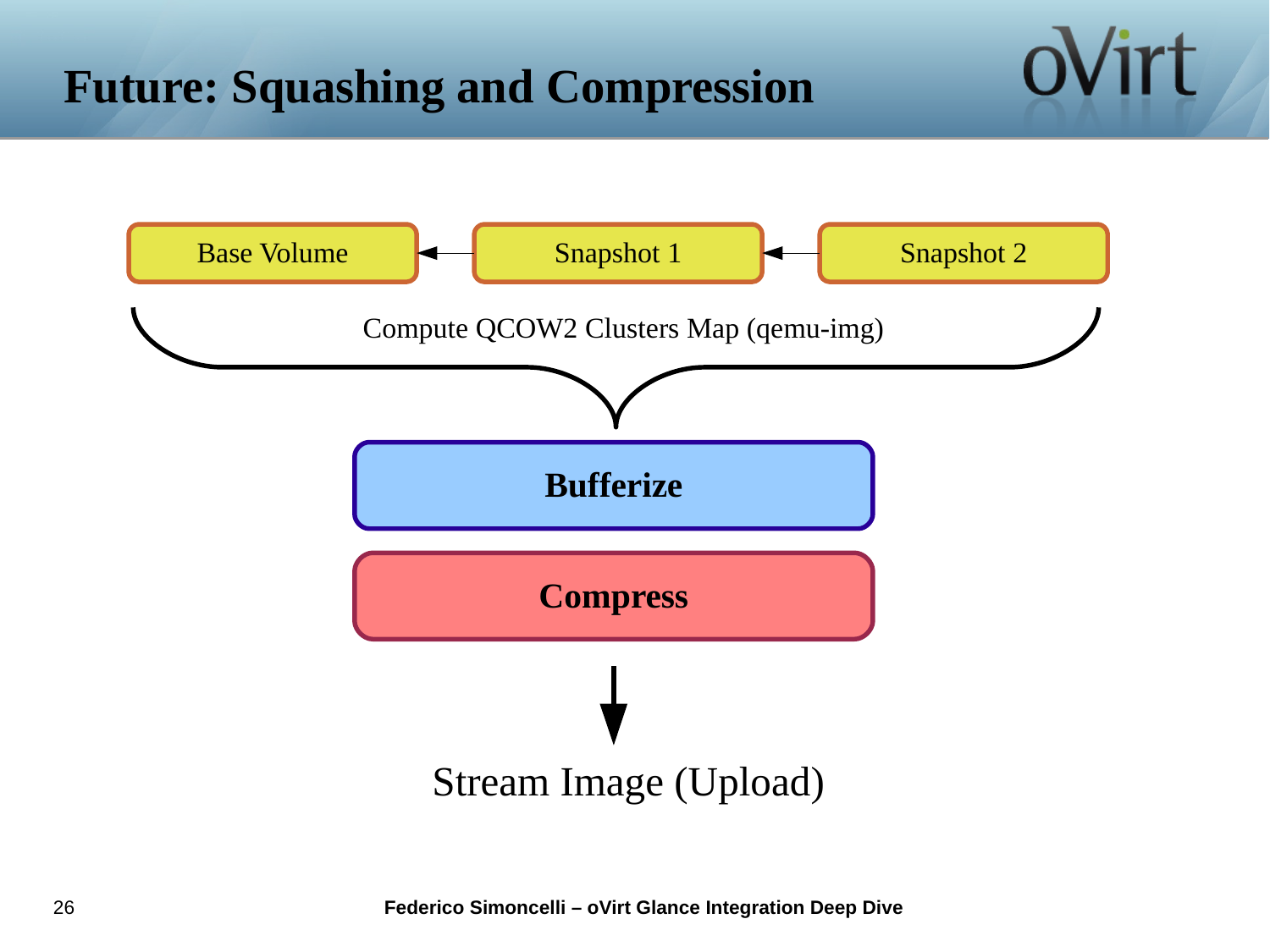# Future: Squashing and Compression

Base Volume ← Snapshot 1 ← Snapshot 2

Compute QCOW2 Clusters Map (qemu-img)

**Bufferize**

**Compress**

↓

Stream Image (Upload)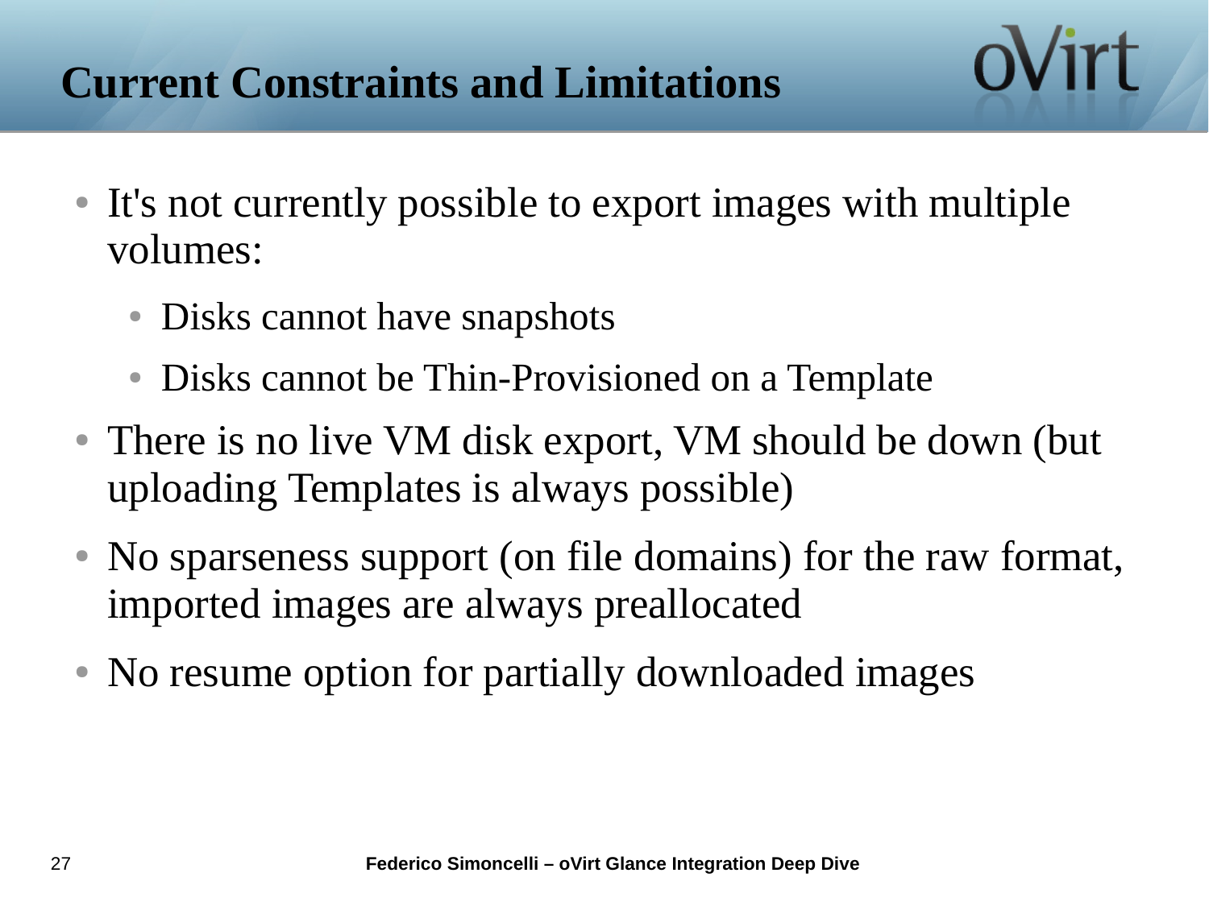# Current Constraints and Limitations

- It's not currently possible to export images with multiple volumes:
  - Disks cannot have snapshots
  - Disks cannot be Thin-Provisioned on a Template
- There is no live VM disk export, VM should be down (but uploading Templates is always possible)
- No sparseness support (on file domains) for the raw format, imported images are always preallocated
- No resume option for partially downloaded images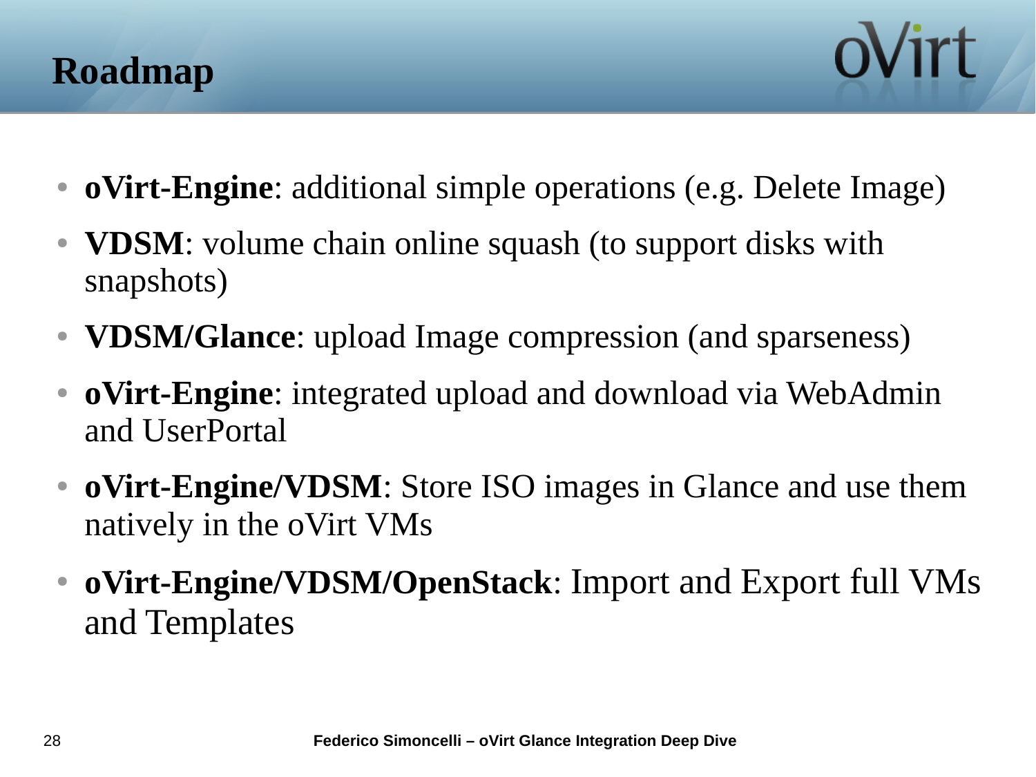# Roadmap

- **oVirt-Engine**: additional simple operations (e.g. Delete Image)
- **VDSM**: volume chain online squash (to support disks with snapshots)
- **VDSM/Glance**: upload Image compression (and sparseness)
- **oVirt-Engine**: integrated upload and download via WebAdmin and UserPortal
- **oVirt-Engine/VDSM**: Store ISO images in Glance and use them natively in the oVirt VMs
- **oVirt-Engine/VDSM/OpenStack**: Import and Export full VMs and Templates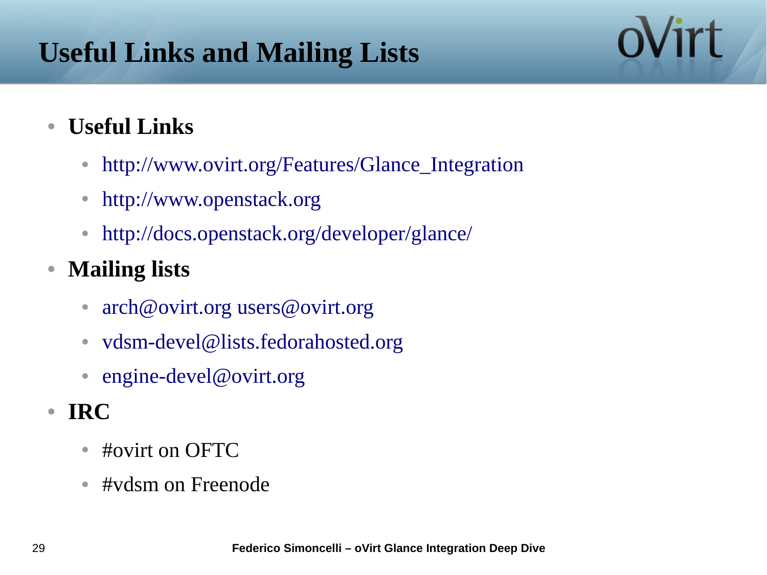# Useful Links and Mailing Lists

- **Useful Links**
  - http://www.ovirt.org/Features/Glance_Integration
  - http://www.openstack.org
  - http://docs.openstack.org/developer/glance/
- **Mailing lists**
  - arch@ovirt.org users@ovirt.org
  - vdsm-devel@lists.fedorahosted.org
  - engine-devel@ovirt.org
- **IRC**
  - #ovirt on OFTC
  - #vdsm on Freenode